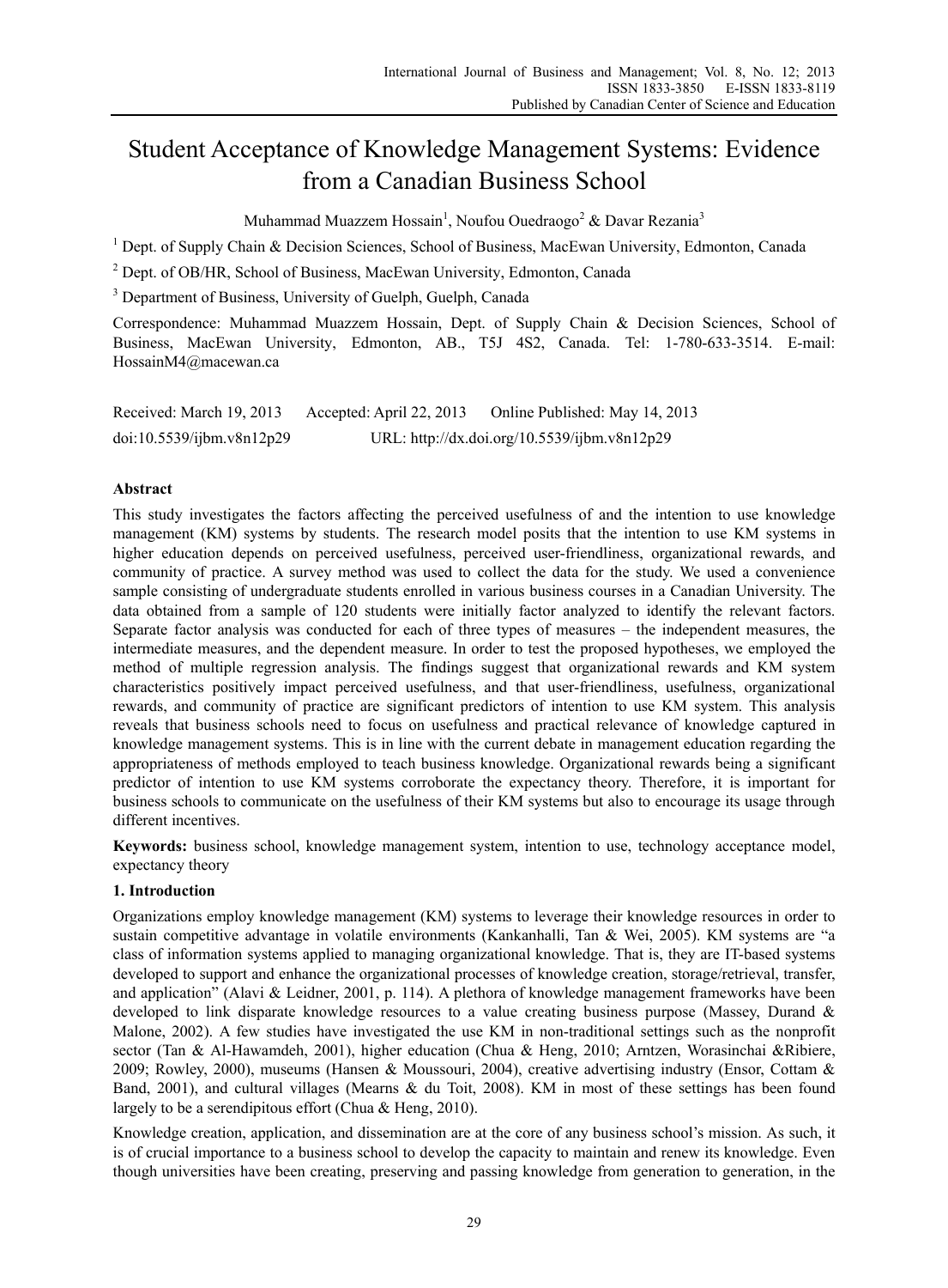# Student Acceptance of Knowledge Management Systems: Evidence from a Canadian Business School

Muhammad Muazzem Hossain[1], Noufou Ouedraogo[2] & Davar Rezania[3]

[1] Dept. of Supply Chain & Decision Sciences, School of Business, MacEwan University, Edmonton, Canada

[2] Dept. of OB/HR, School of Business, MacEwan University, Edmonton, Canada

[3] Department of Business, University of Guelph, Guelph, Canada

Correspondence: Muhammad Muazzem Hossain, Dept. of Supply Chain & Decision Sciences, School of Business, MacEwan University, Edmonton, AB., T5J 4S2, Canada. Tel: 1-780-633-3514. E-mail: HossainM4@macewan.ca

Received: March 19, 2013 Accepted: April 22, 2013 Online Published: May 14, 2013

doi:10.5539/ijbm.v8n12p29 URL: http://dx.doi.org/10.5539/ijbm.v8n12p29

## Abstract

This study investigates the factors affecting the perceived usefulness of and the intention to use knowledge management (KM) systems by students. The research model posits that the intention to use KM systems in higher education depends on perceived usefulness, perceived user-friendliness, organizational rewards, and community of practice. A survey method was used to collect the data for the study. We used a convenience sample consisting of undergraduate students enrolled in various business courses in a Canadian University. The data obtained from a sample of 120 students were initially factor analyzed to identify the relevant factors. Separate factor analysis was conducted for each of three types of measures – the independent measures, the intermediate measures, and the dependent measure. In order to test the proposed hypotheses, we employed the method of multiple regression analysis. The findings suggest that organizational rewards and KM system characteristics positively impact perceived usefulness, and that user-friendliness, usefulness, organizational rewards, and community of practice are significant predictors of intention to use KM system. This analysis reveals that business schools need to focus on usefulness and practical relevance of knowledge captured in knowledge management systems. This is in line with the current debate in management education regarding the appropriateness of methods employed to teach business knowledge. Organizational rewards being a significant predictor of intention to use KM systems corroborate the expectancy theory. Therefore, it is important for business schools to communicate on the usefulness of their KM systems but also to encourage its usage through different incentives.

**Keywords:** business school, knowledge management system, intention to use, technology acceptance model, expectancy theory

## 1. Introduction

Organizations employ knowledge management (KM) systems to leverage their knowledge resources in order to sustain competitive advantage in volatile environments (Kankanhalli, Tan & Wei, 2005). KM systems are "a class of information systems applied to managing organizational knowledge. That is, they are IT-based systems developed to support and enhance the organizational processes of knowledge creation, storage/retrieval, transfer, and application" (Alavi & Leidner, 2001, p. 114). A plethora of knowledge management frameworks have been developed to link disparate knowledge resources to a value creating business purpose (Massey, Durand & Malone, 2002). A few studies have investigated the use KM in non-traditional settings such as the nonprofit sector (Tan & Al-Hawamdeh, 2001), higher education (Chua & Heng, 2010; Arntzen, Worasinchai &Ribiere, 2009; Rowley, 2000), museums (Hansen & Moussouri, 2004), creative advertising industry (Ensor, Cottam & Band, 2001), and cultural villages (Mearns & du Toit, 2008). KM in most of these settings has been found largely to be a serendipitous effort (Chua & Heng, 2010).

Knowledge creation, application, and dissemination are at the core of any business school's mission. As such, it is of crucial importance to a business school to develop the capacity to maintain and renew its knowledge. Even though universities have been creating, preserving and passing knowledge from generation to generation, in the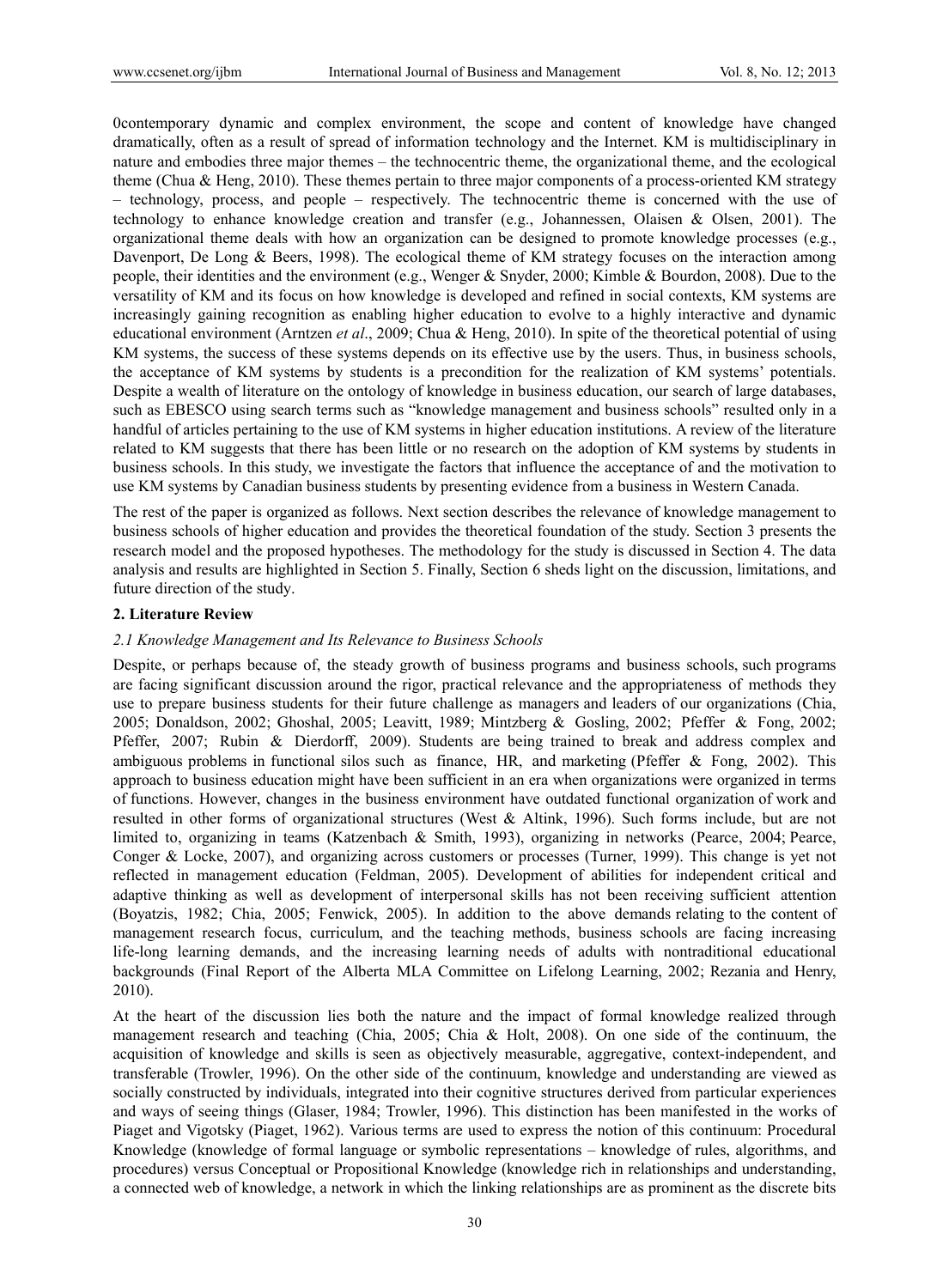0contemporary dynamic and complex environment, the scope and content of knowledge have changed dramatically, often as a result of spread of information technology and the Internet. KM is multidisciplinary in nature and embodies three major themes – the technocentric theme, the organizational theme, and the ecological theme (Chua & Heng, 2010). These themes pertain to three major components of a process-oriented KM strategy – technology, process, and people – respectively. The technocentric theme is concerned with the use of technology to enhance knowledge creation and transfer (e.g., Johannessen, Olaisen & Olsen, 2001). The organizational theme deals with how an organization can be designed to promote knowledge processes (e.g., Davenport, De Long & Beers, 1998). The ecological theme of KM strategy focuses on the interaction among people, their identities and the environment (e.g., Wenger & Snyder, 2000; Kimble & Bourdon, 2008). Due to the versatility of KM and its focus on how knowledge is developed and refined in social contexts, KM systems are increasingly gaining recognition as enabling higher education to evolve to a highly interactive and dynamic educational environment (Arntzen *et al*., 2009; Chua & Heng, 2010). In spite of the theoretical potential of using KM systems, the success of these systems depends on its effective use by the users. Thus, in business schools, the acceptance of KM systems by students is a precondition for the realization of KM systems' potentials. Despite a wealth of literature on the ontology of knowledge in business education, our search of large databases, such as EBESCO using search terms such as "knowledge management and business schools" resulted only in a handful of articles pertaining to the use of KM systems in higher education institutions. A review of the literature related to KM suggests that there has been little or no research on the adoption of KM systems by students in business schools. In this study, we investigate the factors that influence the acceptance of and the motivation to use KM systems by Canadian business students by presenting evidence from a business in Western Canada.

The rest of the paper is organized as follows. Next section describes the relevance of knowledge management to business schools of higher education and provides the theoretical foundation of the study. Section 3 presents the research model and the proposed hypotheses. The methodology for the study is discussed in Section 4. The data analysis and results are highlighted in Section 5. Finally, Section 6 sheds light on the discussion, limitations, and future direction of the study.

## 2. Literature Review

### *2.1 Knowledge Management and Its Relevance to Business Schools*

Despite, or perhaps because of, the steady growth of business programs and business schools, such programs are facing significant discussion around the rigor, practical relevance and the appropriateness of methods they use to prepare business students for their future challenge as managers and leaders of our organizations (Chia, 2005; Donaldson, 2002; Ghoshal, 2005; Leavitt, 1989; Mintzberg & Gosling, 2002; Pfeffer & Fong, 2002; Pfeffer, 2007; Rubin & Dierdorff, 2009). Students are being trained to break and address complex and ambiguous problems in functional silos such as finance, HR, and marketing (Pfeffer & Fong, 2002). This approach to business education might have been sufficient in an era when organizations were organized in terms of functions. However, changes in the business environment have outdated functional organization of work and resulted in other forms of organizational structures (West & Altink, 1996). Such forms include, but are not limited to, organizing in teams (Katzenbach & Smith, 1993), organizing in networks (Pearce, 2004; Pearce, Conger & Locke, 2007), and organizing across customers or processes (Turner, 1999). This change is yet not reflected in management education (Feldman, 2005). Development of abilities for independent critical and adaptive thinking as well as development of interpersonal skills has not been receiving sufficient attention (Boyatzis, 1982; Chia, 2005; Fenwick, 2005). In addition to the above demands relating to the content of management research focus, curriculum, and the teaching methods, business schools are facing increasing life-long learning demands, and the increasing learning needs of adults with nontraditional educational backgrounds (Final Report of the Alberta MLA Committee on Lifelong Learning, 2002; Rezania and Henry, 2010).

At the heart of the discussion lies both the nature and the impact of formal knowledge realized through management research and teaching (Chia, 2005; Chia & Holt, 2008). On one side of the continuum, the acquisition of knowledge and skills is seen as objectively measurable, aggregative, context-independent, and transferable (Trowler, 1996). On the other side of the continuum, knowledge and understanding are viewed as socially constructed by individuals, integrated into their cognitive structures derived from particular experiences and ways of seeing things (Glaser, 1984; Trowler, 1996). This distinction has been manifested in the works of Piaget and Vigotsky (Piaget, 1962). Various terms are used to express the notion of this continuum: Procedural Knowledge (knowledge of formal language or symbolic representations – knowledge of rules, algorithms, and procedures) versus Conceptual or Propositional Knowledge (knowledge rich in relationships and understanding, a connected web of knowledge, a network in which the linking relationships are as prominent as the discrete bits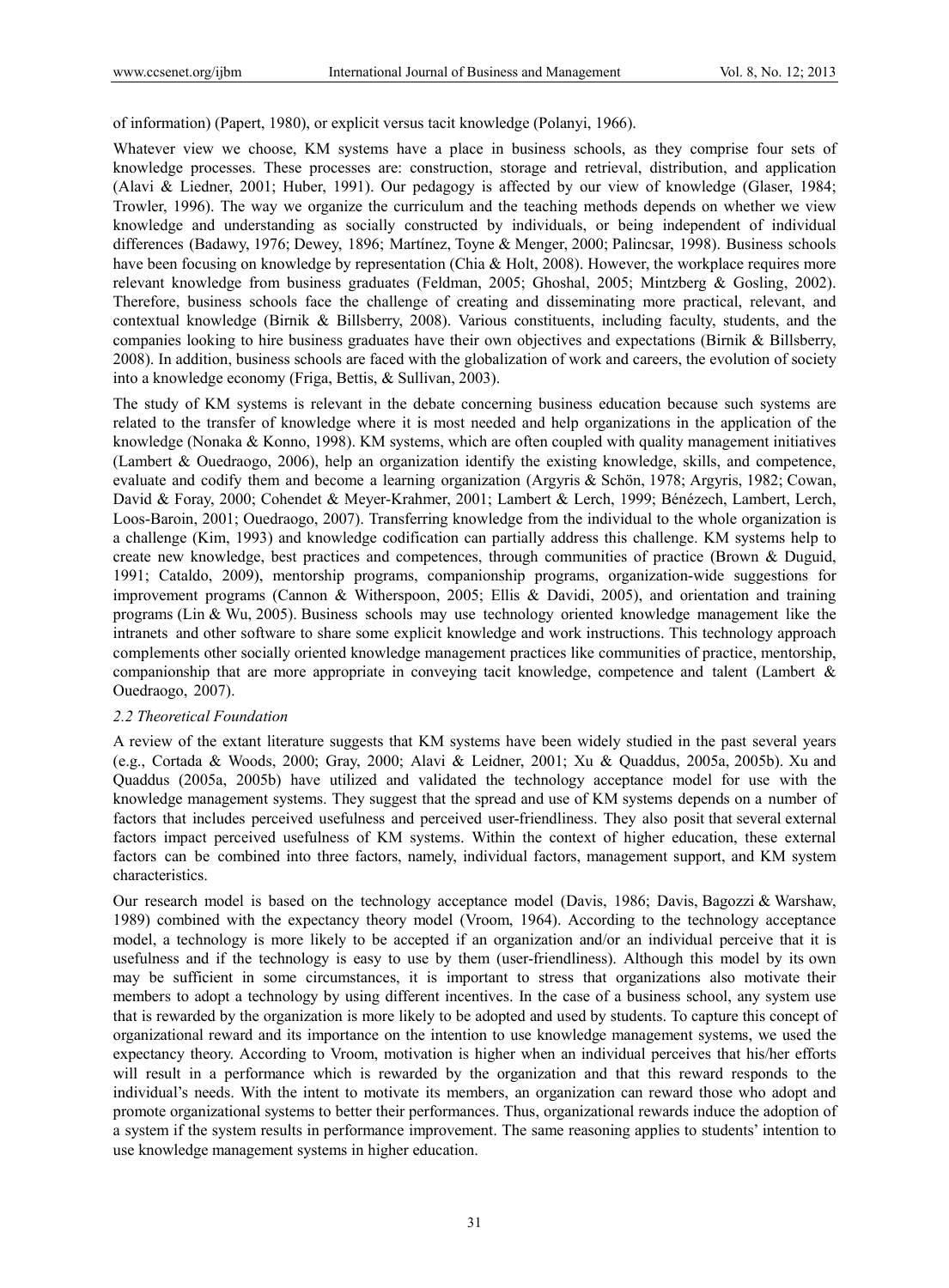of information) (Papert, 1980), or explicit versus tacit knowledge (Polanyi, 1966).

Whatever view we choose, KM systems have a place in business schools, as they comprise four sets of knowledge processes. These processes are: construction, storage and retrieval, distribution, and application (Alavi & Liedner, 2001; Huber, 1991). Our pedagogy is affected by our view of knowledge (Glaser, 1984; Trowler, 1996). The way we organize the curriculum and the teaching methods depends on whether we view knowledge and understanding as socially constructed by individuals, or being independent of individual differences (Badawy, 1976; Dewey, 1896; Martínez, Toyne & Menger, 2000; Palincsar, 1998). Business schools have been focusing on knowledge by representation (Chia & Holt, 2008). However, the workplace requires more relevant knowledge from business graduates (Feldman, 2005; Ghoshal, 2005; Mintzberg & Gosling, 2002). Therefore, business schools face the challenge of creating and disseminating more practical, relevant, and contextual knowledge (Birnik & Billsberry, 2008). Various constituents, including faculty, students, and the companies looking to hire business graduates have their own objectives and expectations (Birnik & Billsberry, 2008). In addition, business schools are faced with the globalization of work and careers, the evolution of society into a knowledge economy (Friga, Bettis, & Sullivan, 2003).

The study of KM systems is relevant in the debate concerning business education because such systems are related to the transfer of knowledge where it is most needed and help organizations in the application of the knowledge (Nonaka & Konno, 1998). KM systems, which are often coupled with quality management initiatives (Lambert & Ouedraogo, 2006), help an organization identify the existing knowledge, skills, and competence, evaluate and codify them and become a learning organization (Argyris & Schön, 1978; Argyris, 1982; Cowan, David & Foray, 2000; Cohendet & Meyer-Krahmer, 2001; Lambert & Lerch, 1999; Bénézech, Lambert, Lerch, Loos-Baroin, 2001; Ouedraogo, 2007). Transferring knowledge from the individual to the whole organization is a challenge (Kim, 1993) and knowledge codification can partially address this challenge. KM systems help to create new knowledge, best practices and competences, through communities of practice (Brown & Duguid, 1991; Cataldo, 2009), mentorship programs, companionship programs, organization-wide suggestions for improvement programs (Cannon & Witherspoon, 2005; Ellis & Davidi, 2005), and orientation and training programs (Lin & Wu, 2005). Business schools may use technology oriented knowledge management like the intranets and other software to share some explicit knowledge and work instructions. This technology approach complements other socially oriented knowledge management practices like communities of practice, mentorship, companionship that are more appropriate in conveying tacit knowledge, competence and talent (Lambert & Ouedraogo, 2007).

*2.2 Theoretical Foundation*

A review of the extant literature suggests that KM systems have been widely studied in the past several years (e.g., Cortada & Woods, 2000; Gray, 2000; Alavi & Leidner, 2001; Xu & Quaddus, 2005a, 2005b). Xu and Quaddus (2005a, 2005b) have utilized and validated the technology acceptance model for use with the knowledge management systems. They suggest that the spread and use of KM systems depends on a number of factors that includes perceived usefulness and perceived user-friendliness. They also posit that several external factors impact perceived usefulness of KM systems. Within the context of higher education, these external factors can be combined into three factors, namely, individual factors, management support, and KM system characteristics.

Our research model is based on the technology acceptance model (Davis, 1986; Davis, Bagozzi & Warshaw, 1989) combined with the expectancy theory model (Vroom, 1964). According to the technology acceptance model, a technology is more likely to be accepted if an organization and/or an individual perceive that it is usefulness and if the technology is easy to use by them (user-friendliness). Although this model by its own may be sufficient in some circumstances, it is important to stress that organizations also motivate their members to adopt a technology by using different incentives. In the case of a business school, any system use that is rewarded by the organization is more likely to be adopted and used by students. To capture this concept of organizational reward and its importance on the intention to use knowledge management systems, we used the expectancy theory. According to Vroom, motivation is higher when an individual perceives that his/her efforts will result in a performance which is rewarded by the organization and that this reward responds to the individual's needs. With the intent to motivate its members, an organization can reward those who adopt and promote organizational systems to better their performances. Thus, organizational rewards induce the adoption of a system if the system results in performance improvement. The same reasoning applies to students' intention to use knowledge management systems in higher education.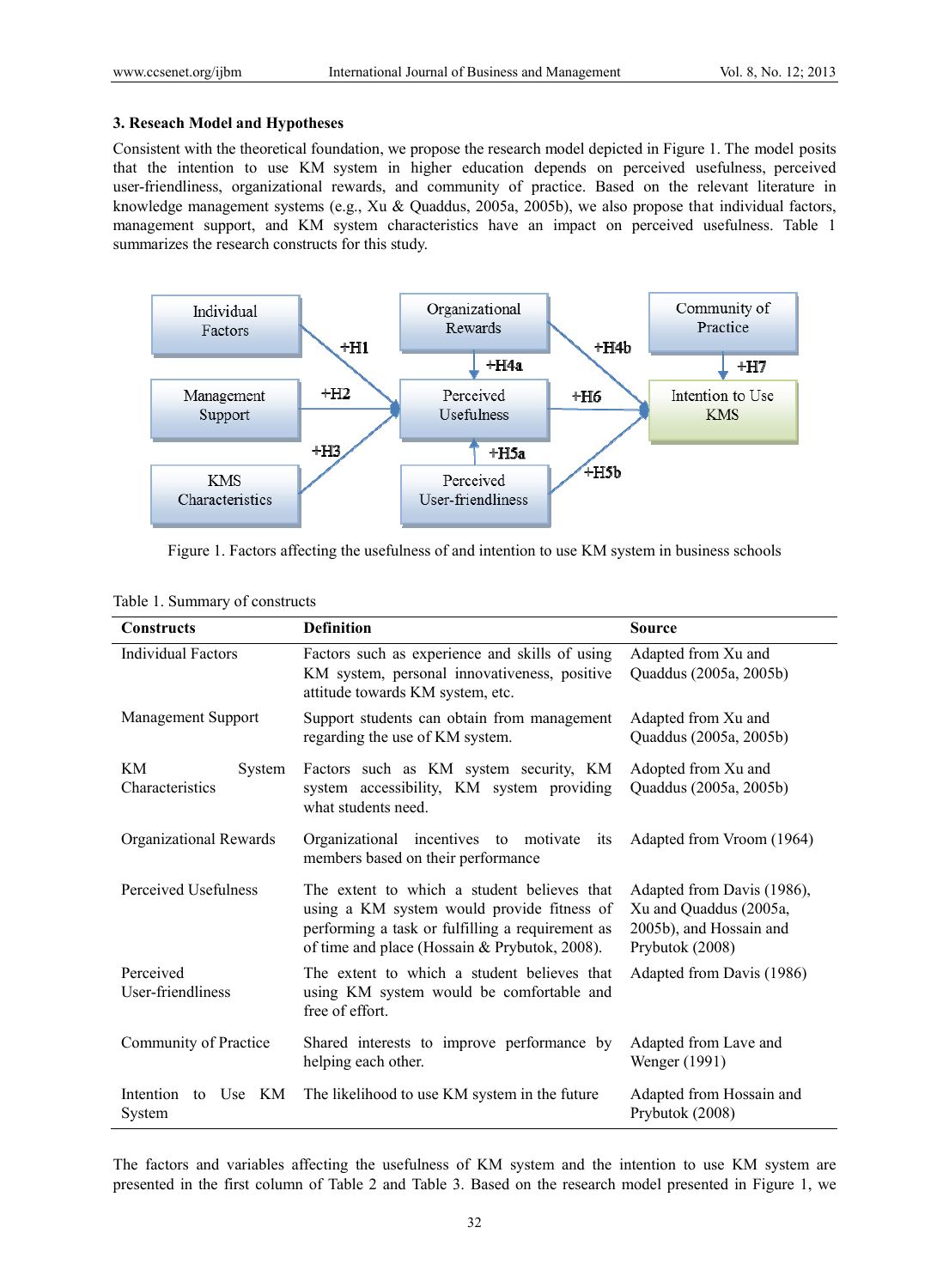### 3. Reseach Model and Hypotheses

Consistent with the theoretical foundation, we propose the research model depicted in Figure 1. The model posits that the intention to use KM system in higher education depends on perceived usefulness, perceived user-friendliness, organizational rewards, and community of practice. Based on the relevant literature in knowledge management systems (e.g., Xu & Quaddus, 2005a, 2005b), we also propose that individual factors, management support, and KM system characteristics have an impact on perceived usefulness. Table 1 summarizes the research constructs for this study.

Figure 1. Factors affecting the usefulness of and intention to use KM system in business schools

Table 1. Summary of constructs

| Constructs | Definition | Source |
|---|---|---|
| Individual Factors | Factors such as experience and skills of using KM system, personal innovativeness, positive attitude towards KM system, etc. | Adapted from Xu and Quaddus (2005a, 2005b) |
| Management Support | Support students can obtain from management regarding the use of KM system. | Adapted from Xu and Quaddus (2005a, 2005b) |
| KM System Characteristics | Factors such as KM system security, KM system accessibility, KM system providing what students need. | Adopted from Xu and Quaddus (2005a, 2005b) |
| Organizational Rewards | Organizational incentives to motivate its members based on their performance | Adapted from Vroom (1964) |
| Perceived Usefulness | The extent to which a student believes that using a KM system would provide fitness of performing a task or fulfilling a requirement as of time and place (Hossain & Prybutok, 2008). | Adapted from Davis (1986), Xu and Quaddus (2005a, 2005b), and Hossain and Prybutok (2008) |
| Perceived User-friendliness | The extent to which a student believes that using KM system would be comfortable and free of effort. | Adapted from Davis (1986) |
| Community of Practice | Shared interests to improve performance by helping each other. | Adapted from Lave and Wenger (1991) |
| Intention to Use KM System | The likelihood to use KM system in the future | Adapted from Hossain and Prybutok (2008) |

The factors and variables affecting the usefulness of KM system and the intention to use KM system are presented in the first column of Table 2 and Table 3. Based on the research model presented in Figure 1, we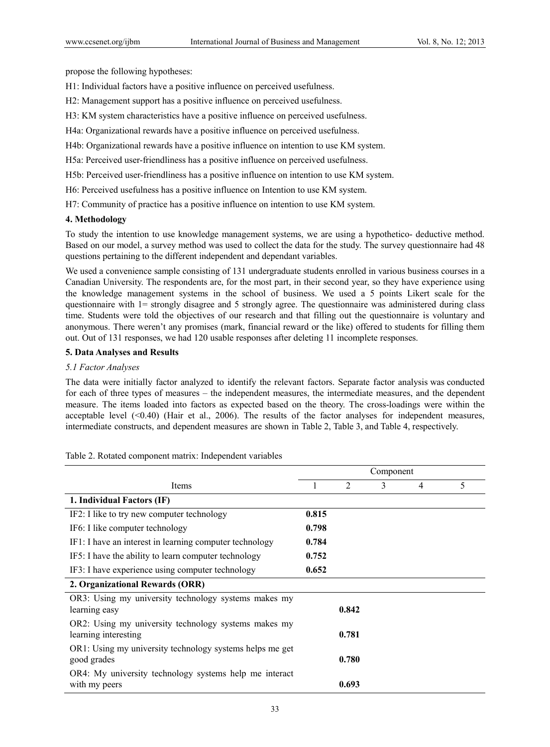propose the following hypotheses:

H1: Individual factors have a positive influence on perceived usefulness.

H2: Management support has a positive influence on perceived usefulness.

H3: KM system characteristics have a positive influence on perceived usefulness.

H4a: Organizational rewards have a positive influence on perceived usefulness.

H4b: Organizational rewards have a positive influence on intention to use KM system.

H5a: Perceived user-friendliness has a positive influence on perceived usefulness.

H5b: Perceived user-friendliness has a positive influence on intention to use KM system.

H6: Perceived usefulness has a positive influence on Intention to use KM system.

H7: Community of practice has a positive influence on intention to use KM system.

## 4. Methodology

To study the intention to use knowledge management systems, we are using a hypothetico- deductive method. Based on our model, a survey method was used to collect the data for the study. The survey questionnaire had 48 questions pertaining to the different independent and dependant variables.

We used a convenience sample consisting of 131 undergraduate students enrolled in various business courses in a Canadian University. The respondents are, for the most part, in their second year, so they have experience using the knowledge management systems in the school of business. We used a 5 points Likert scale for the questionnaire with 1= strongly disagree and 5 strongly agree. The questionnaire was administered during class time. Students were told the objectives of our research and that filling out the questionnaire is voluntary and anonymous. There weren't any promises (mark, financial reward or the like) offered to students for filling them out. Out of 131 responses, we had 120 usable responses after deleting 11 incomplete responses.

## 5. Data Analyses and Results

### *5.1 Factor Analyses*

The data were initially factor analyzed to identify the relevant factors. Separate factor analysis was conducted for each of three types of measures – the independent measures, the intermediate measures, and the dependent measure. The items loaded into factors as expected based on the theory. The cross-loadings were within the acceptable level (<0.40) (Hair et al., 2006). The results of the factor analyses for independent measures, intermediate constructs, and dependent measures are shown in Table 2, Table 3, and Table 4, respectively.

Table 2. Rotated component matrix: Independent variables

| | Component | | | | |
|---|---|---|---|---|---|
| Items | 1 | 2 | 3 | 4 | 5 |
| **1. Individual Factors (IF)** | | | | | |
| IF2: I like to try new computer technology | **0.815** | | | | |
| IF6: I like computer technology | **0.798** | | | | |
| IF1: I have an interest in learning computer technology | **0.784** | | | | |
| IF5: I have the ability to learn computer technology | **0.752** | | | | |
| IF3: I have experience using computer technology | **0.652** | | | | |
| **2. Organizational Rewards (ORR)** | | | | | |
| OR3: Using my university technology systems makes my learning easy | | **0.842** | | | |
| OR2: Using my university technology systems makes my learning interesting | | **0.781** | | | |
| OR1: Using my university technology systems helps me get good grades | | **0.780** | | | |
| OR4: My university technology systems help me interact with my peers | | **0.693** | | | |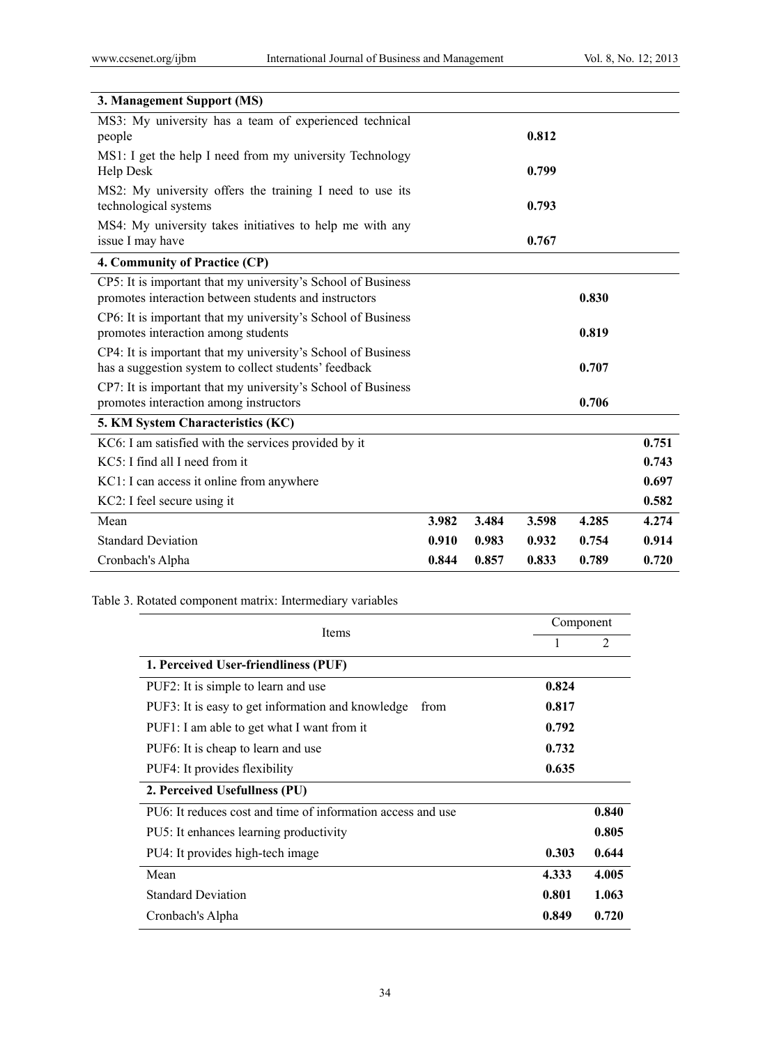| | | | | | |
|---|---|---|---|---|---|
| **3. Management Support (MS)** | | | | | |
| MS3: My university has a team of experienced technical people | | | **0.812** | | |
| MS1: I get the help I need from my university Technology Help Desk | | | **0.799** | | |
| MS2: My university offers the training I need to use its technological systems | | | **0.793** | | |
| MS4: My university takes initiatives to help me with any issue I may have | | | **0.767** | | |
| **4. Community of Practice (CP)** | | | | | |
| CP5: It is important that my university's School of Business promotes interaction between students and instructors | | | | **0.830** | |
| CP6: It is important that my university's School of Business promotes interaction among students | | | | **0.819** | |
| CP4: It is important that my university's School of Business has a suggestion system to collect students' feedback | | | | **0.707** | |
| CP7: It is important that my university's School of Business promotes interaction among instructors | | | | **0.706** | |
| **5. KM System Characteristics (KC)** | | | | | |
| KC6: I am satisfied with the services provided by it | | | | | **0.751** |
| KC5: I find all I need from it | | | | | **0.743** |
| KC1: I can access it online from anywhere | | | | | **0.697** |
| KC2: I feel secure using it | | | | | **0.582** |
| Mean | **3.982** | **3.484** | **3.598** | **4.285** | **4.274** |
| Standard Deviation | **0.910** | **0.983** | **0.932** | **0.754** | **0.914** |
| Cronbach's Alpha | **0.844** | **0.857** | **0.833** | **0.789** | **0.720** |

Table 3. Rotated component matrix: Intermediary variables

| Items | Component | |
|---|---|---|
| | 1 | 2 |
| **1. Perceived User-friendliness (PUF)** | | |
| PUF2: It is simple to learn and use | **0.824** | |
| PUF3: It is easy to get information and knowledge from | **0.817** | |
| PUF1: I am able to get what I want from it | **0.792** | |
| PUF6: It is cheap to learn and use | **0.732** | |
| PUF4: It provides flexibility | **0.635** | |
| **2. Perceived Usefullness (PU)** | | |
| PU6: It reduces cost and time of information access and use | | **0.840** |
| PU5: It enhances learning productivity | | **0.805** |
| PU4: It provides high-tech image | **0.303** | **0.644** |
| Mean | **4.333** | **4.005** |
| Standard Deviation | **0.801** | **1.063** |
| Cronbach's Alpha | **0.849** | **0.720** |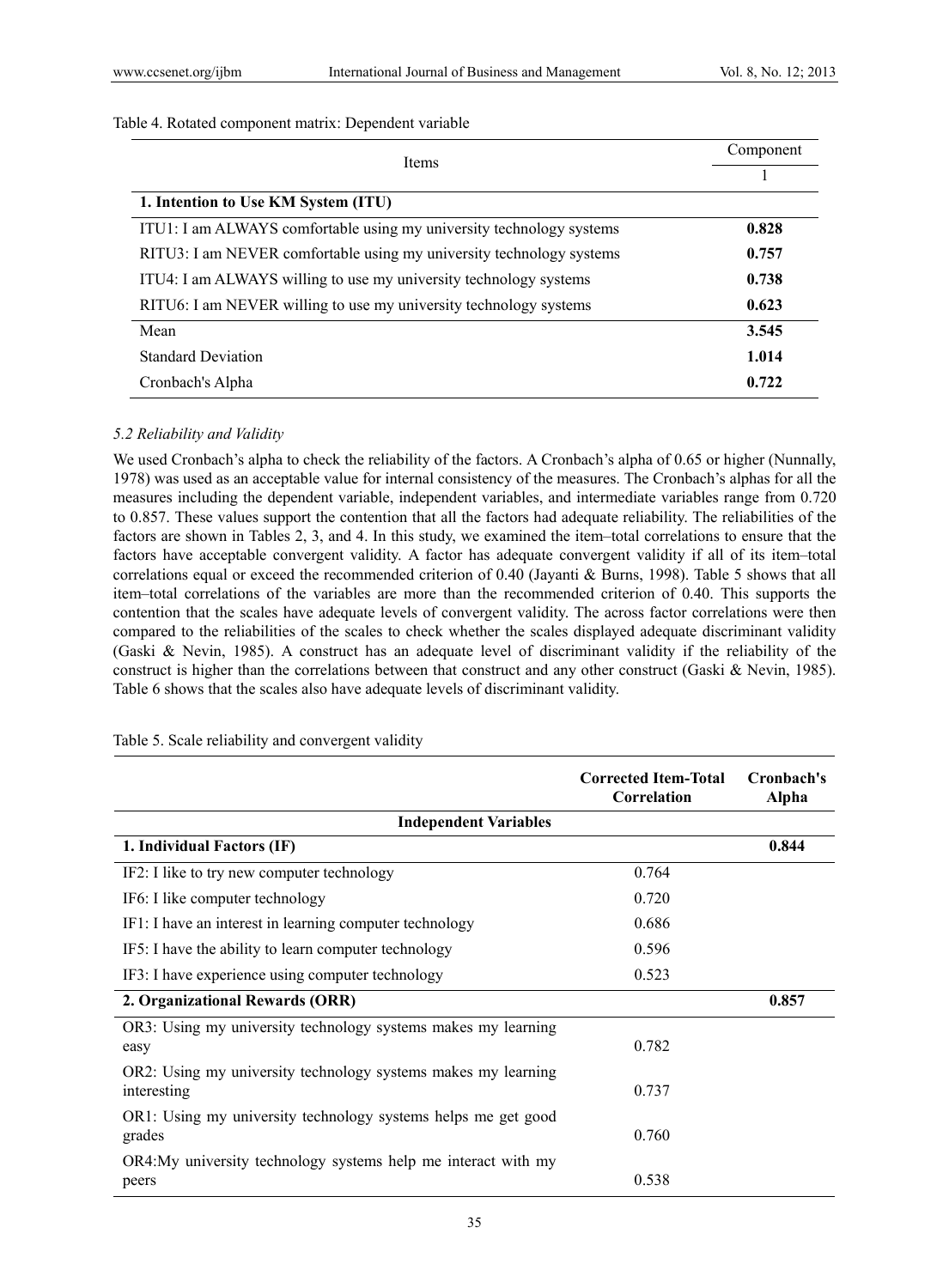Table 4. Rotated component matrix: Dependent variable

| Items | Component |
|---|---|
| | 1 |
| **1. Intention to Use KM System (ITU)** | |
| ITU1: I am ALWAYS comfortable using my university technology systems | **0.828** |
| RITU3: I am NEVER comfortable using my university technology systems | **0.757** |
| ITU4: I am ALWAYS willing to use my university technology systems | **0.738** |
| RITU6: I am NEVER willing to use my university technology systems | **0.623** |
| Mean | **3.545** |
| Standard Deviation | **1.014** |
| Cronbach's Alpha | **0.722** |

### *5.2 Reliability and Validity*

We used Cronbach's alpha to check the reliability of the factors. A Cronbach's alpha of 0.65 or higher (Nunnally, 1978) was used as an acceptable value for internal consistency of the measures. The Cronbach's alphas for all the measures including the dependent variable, independent variables, and intermediate variables range from 0.720 to 0.857. These values support the contention that all the factors had adequate reliability. The reliabilities of the factors are shown in Tables 2, 3, and 4. In this study, we examined the item–total correlations to ensure that the factors have acceptable convergent validity. A factor has adequate convergent validity if all of its item–total correlations equal or exceed the recommended criterion of 0.40 (Jayanti & Burns, 1998). Table 5 shows that all item–total correlations of the variables are more than the recommended criterion of 0.40. This supports the contention that the scales have adequate levels of convergent validity. The across factor correlations were then compared to the reliabilities of the scales to check whether the scales displayed adequate discriminant validity (Gaski & Nevin, 1985). A construct has an adequate level of discriminant validity if the reliability of the construct is higher than the correlations between that construct and any other construct (Gaski & Nevin, 1985). Table 6 shows that the scales also have adequate levels of discriminant validity.

Table 5. Scale reliability and convergent validity

| | **Corrected Item-Total Correlation** | **Cronbach's Alpha** |
|---|---|---|
| **Independent Variables** | | |
| **1. Individual Factors (IF)** | | **0.844** |
| IF2: I like to try new computer technology | 0.764 | |
| IF6: I like computer technology | 0.720 | |
| IF1: I have an interest in learning computer technology | 0.686 | |
| IF5: I have the ability to learn computer technology | 0.596 | |
| IF3: I have experience using computer technology | 0.523 | |
| **2. Organizational Rewards (ORR)** | | **0.857** |
| OR3: Using my university technology systems makes my learning easy | 0.782 | |
| OR2: Using my university technology systems makes my learning interesting | 0.737 | |
| OR1: Using my university technology systems helps me get good grades | 0.760 | |
| OR4:My university technology systems help me interact with my peers | 0.538 | |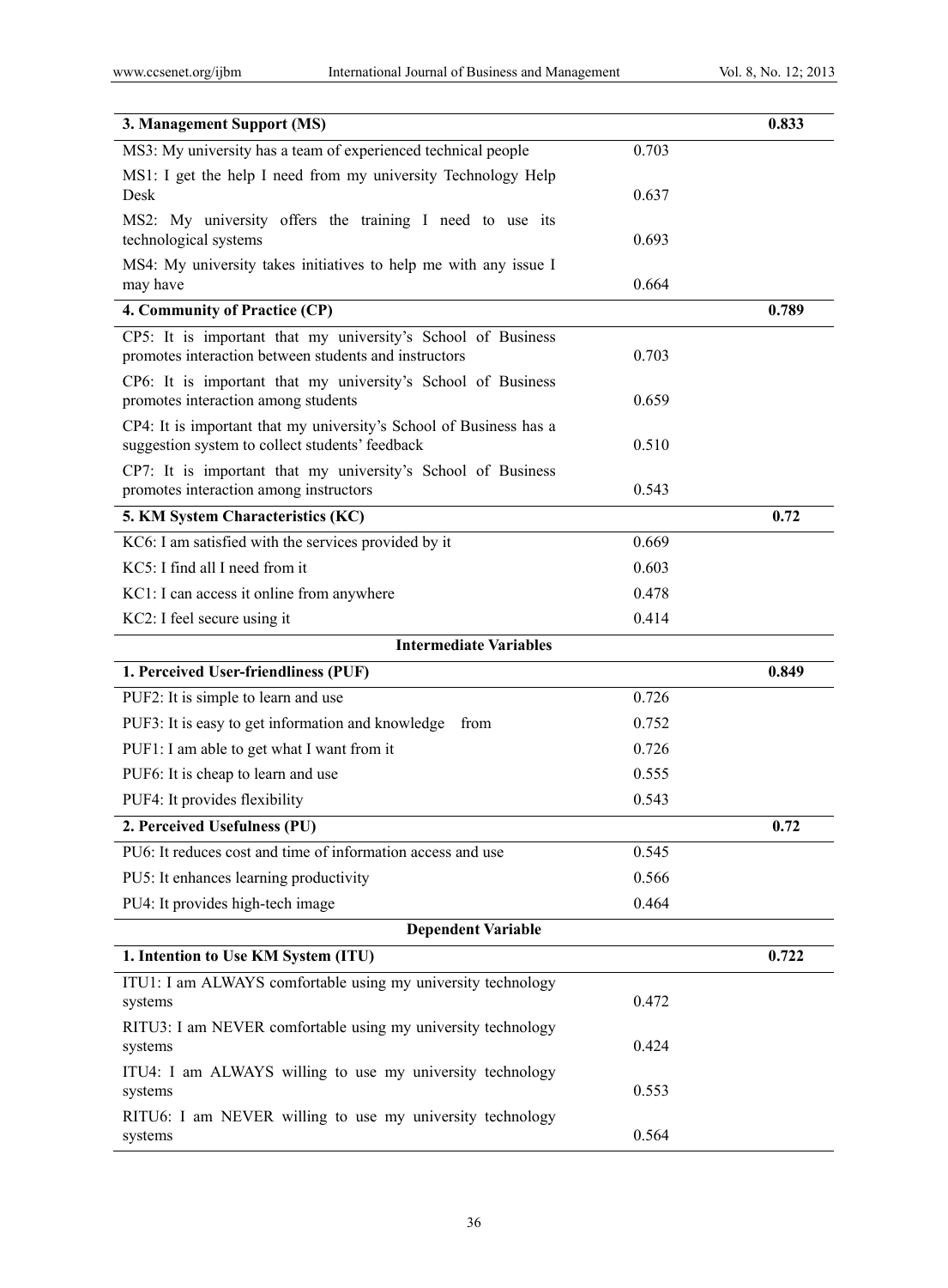| | | |
|---|---|---|
| **3. Management Support (MS)** | | **0.833** |
| MS3: My university has a team of experienced technical people | 0.703 | |
| MS1: I get the help I need from my university Technology Help Desk | 0.637 | |
| MS2: My university offers the training I need to use its technological systems | 0.693 | |
| MS4: My university takes initiatives to help me with any issue I may have | 0.664 | |
| **4. Community of Practice (CP)** | | **0.789** |
| CP5: It is important that my university's School of Business promotes interaction between students and instructors | 0.703 | |
| CP6: It is important that my university's School of Business promotes interaction among students | 0.659 | |
| CP4: It is important that my university's School of Business has a suggestion system to collect students' feedback | 0.510 | |
| CP7: It is important that my university's School of Business promotes interaction among instructors | 0.543 | |
| **5. KM System Characteristics (KC)** | | **0.72** |
| KC6: I am satisfied with the services provided by it | 0.669 | |
| KC5: I find all I need from it | 0.603 | |
| KC1: I can access it online from anywhere | 0.478 | |
| KC2: I feel secure using it | 0.414 | |
| **Intermediate Variables** | | |
| **1. Perceived User-friendliness (PUF)** | | **0.849** |
| PUF2: It is simple to learn and use | 0.726 | |
| PUF3: It is easy to get information and knowledge from | 0.752 | |
| PUF1: I am able to get what I want from it | 0.726 | |
| PUF6: It is cheap to learn and use | 0.555 | |
| PUF4: It provides flexibility | 0.543 | |
| **2. Perceived Usefulness (PU)** | | **0.72** |
| PU6: It reduces cost and time of information access and use | 0.545 | |
| PU5: It enhances learning productivity | 0.566 | |
| PU4: It provides high-tech image | 0.464 | |
| **Dependent Variable** | | |
| **1. Intention to Use KM System (ITU)** | | **0.722** |
| ITU1: I am ALWAYS comfortable using my university technology systems | 0.472 | |
| RITU3: I am NEVER comfortable using my university technology systems | 0.424 | |
| ITU4: I am ALWAYS willing to use my university technology systems | 0.553 | |
| RITU6: I am NEVER willing to use my university technology systems | 0.564 | |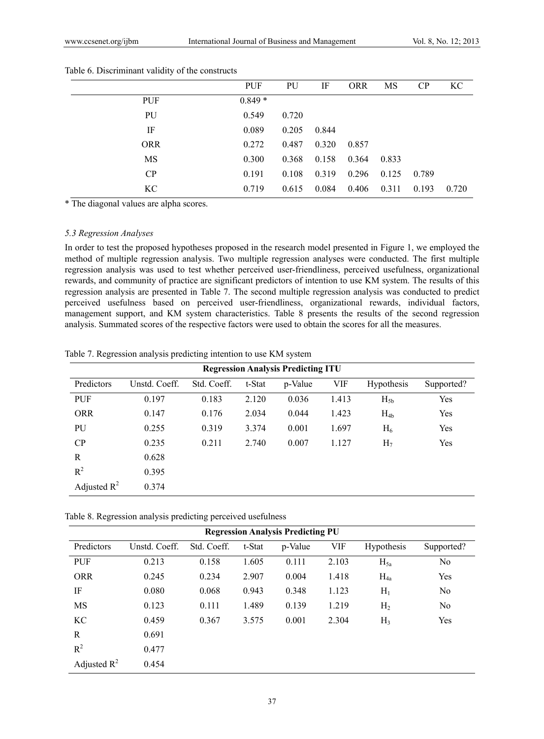Table 6. Discriminant validity of the constructs

| | PUF | PU | IF | ORR | MS | CP | KC |
|---|---|---|---|---|---|---|---|
| PUF | 0.849 * | | | | | | |
| PU | 0.549 | 0.720 | | | | | |
| IF | 0.089 | 0.205 | 0.844 | | | | |
| ORR | 0.272 | 0.487 | 0.320 | 0.857 | | | |
| MS | 0.300 | 0.368 | 0.158 | 0.364 | 0.833 | | |
| CP | 0.191 | 0.108 | 0.319 | 0.296 | 0.125 | 0.789 | |
| KC | 0.719 | 0.615 | 0.084 | 0.406 | 0.311 | 0.193 | 0.720 |

* The diagonal values are alpha scores.

### *5.3 Regression Analyses*

In order to test the proposed hypotheses proposed in the research model presented in Figure 1, we employed the method of multiple regression analysis. Two multiple regression analyses were conducted. The first multiple regression analysis was used to test whether perceived user-friendliness, perceived usefulness, organizational rewards, and community of practice are significant predictors of intention to use KM system. The results of this regression analysis are presented in Table 7. The second multiple regression analysis was conducted to predict perceived usefulness based on perceived user-friendliness, organizational rewards, individual factors, management support, and KM system characteristics. Table 8 presents the results of the second regression analysis. Summated scores of the respective factors were used to obtain the scores for all the measures.

Table 7. Regression analysis predicting intention to use KM system

| **Regression Analysis Predicting ITU** | | | | | | | |
|---|---|---|---|---|---|---|---|
| Predictors | Unstd. Coeff. | Std. Coeff. | t-Stat | p-Value | VIF | Hypothesis | Supported? |
| PUF | 0.197 | 0.183 | 2.120 | 0.036 | 1.413 | $H_{5b}$ | Yes |
| ORR | 0.147 | 0.176 | 2.034 | 0.044 | 1.423 | $H_{4b}$ | Yes |
| PU | 0.255 | 0.319 | 3.374 | 0.001 | 1.697 | $H_6$ | Yes |
| CP | 0.235 | 0.211 | 2.740 | 0.007 | 1.127 | $H_7$ | Yes |
| R | 0.628 | | | | | | |
| $R^2$ | 0.395 | | | | | | |
| Adjusted $R^2$ | 0.374 | | | | | | |

Table 8. Regression analysis predicting perceived usefulness

| **Regression Analysis Predicting PU** | | | | | | | |
|---|---|---|---|---|---|---|---|
| Predictors | Unstd. Coeff. | Std. Coeff. | t-Stat | p-Value | VIF | Hypothesis | Supported? |
| PUF | 0.213 | 0.158 | 1.605 | 0.111 | 2.103 | $H_{5a}$ | No |
| ORR | 0.245 | 0.234 | 2.907 | 0.004 | 1.418 | $H_{4a}$ | Yes |
| IF | 0.080 | 0.068 | 0.943 | 0.348 | 1.123 | $H_1$ | No |
| MS | 0.123 | 0.111 | 1.489 | 0.139 | 1.219 | $H_2$ | No |
| KC | 0.459 | 0.367 | 3.575 | 0.001 | 2.304 | $H_3$ | Yes |
| R | 0.691 | | | | | | |
| $R^2$ | 0.477 | | | | | | |
| Adjusted $R^2$ | 0.454 | | | | | | |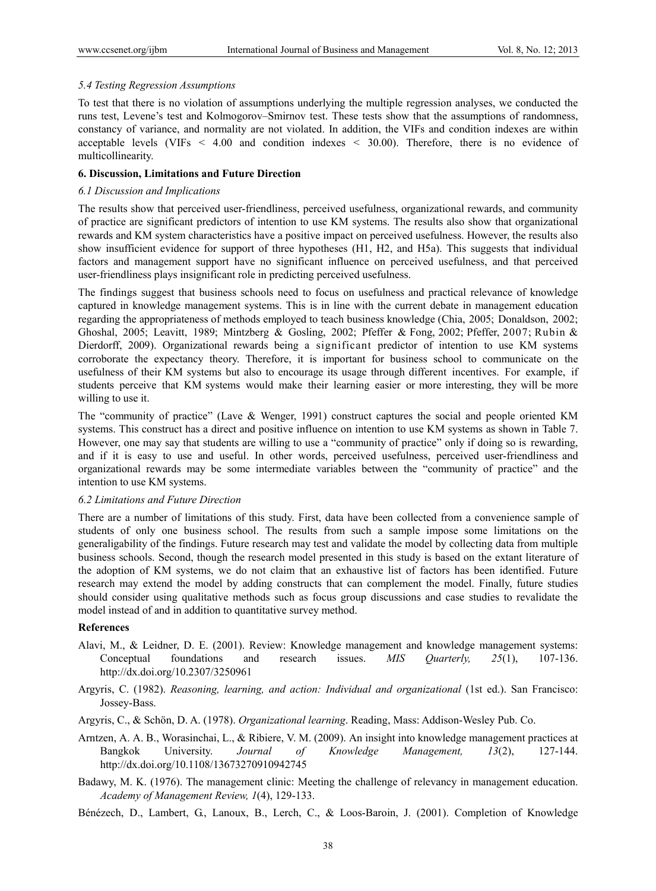### *5.4 Testing Regression Assumptions*

To test that there is no violation of assumptions underlying the multiple regression analyses, we conducted the runs test, Levene's test and Kolmogorov–Smirnov test. These tests show that the assumptions of randomness, constancy of variance, and normality are not violated. In addition, the VIFs and condition indexes are within acceptable levels (VIFs < 4.00 and condition indexes < 30.00). Therefore, there is no evidence of multicollinearity.

## 6. Discussion, Limitations and Future Direction

### *6.1 Discussion and Implications*

The results show that perceived user-friendliness, perceived usefulness, organizational rewards, and community of practice are significant predictors of intention to use KM systems. The results also show that organizational rewards and KM system characteristics have a positive impact on perceived usefulness. However, the results also show insufficient evidence for support of three hypotheses (H1, H2, and H5a). This suggests that individual factors and management support have no significant influence on perceived usefulness, and that perceived user-friendliness plays insignificant role in predicting perceived usefulness.

The findings suggest that business schools need to focus on usefulness and practical relevance of knowledge captured in knowledge management systems. This is in line with the current debate in management education regarding the appropriateness of methods employed to teach business knowledge (Chia, 2005; Donaldson, 2002; Ghoshal, 2005; Leavitt, 1989; Mintzberg & Gosling, 2002; Pfeffer & Fong, 2002; Pfeffer, 2007; Rubin & Dierdorff, 2009). Organizational rewards being a significant predictor of intention to use KM systems corroborate the expectancy theory. Therefore, it is important for business school to communicate on the usefulness of their KM systems but also to encourage its usage through different incentives. For example, if students perceive that KM systems would make their learning easier or more interesting, they will be more willing to use it.

The "community of practice" (Lave & Wenger, 1991) construct captures the social and people oriented KM systems. This construct has a direct and positive influence on intention to use KM systems as shown in Table 7. However, one may say that students are willing to use a "community of practice" only if doing so is rewarding, and if it is easy to use and useful. In other words, perceived usefulness, perceived user-friendliness and organizational rewards may be some intermediate variables between the "community of practice" and the intention to use KM systems.

### *6.2 Limitations and Future Direction*

There are a number of limitations of this study. First, data have been collected from a convenience sample of students of only one business school. The results from such a sample impose some limitations on the generaligability of the findings. Future research may test and validate the model by collecting data from multiple business schools. Second, though the research model presented in this study is based on the extant literature of the adoption of KM systems, we do not claim that an exhaustive list of factors has been identified. Future research may extend the model by adding constructs that can complement the model. Finally, future studies should consider using qualitative methods such as focus group discussions and case studies to revalidate the model instead of and in addition to quantitative survey method.

## References

Alavi, M., & Leidner, D. E. (2001). Review: Knowledge management and knowledge management systems: Conceptual foundations and research issues. *MIS Quarterly, 25*(1), 107-136. http://dx.doi.org/10.2307/3250961

Argyris, C. (1982). *Reasoning, learning, and action: Individual and organizational* (1st ed.). San Francisco: Jossey-Bass.

Argyris, C., & Schön, D. A. (1978). *Organizational learning*. Reading, Mass: Addison-Wesley Pub. Co.

Arntzen, A. A. B., Worasinchai, L., & Ribiere, V. M. (2009). An insight into knowledge management practices at Bangkok University. *Journal of Knowledge Management, 13*(2), 127-144. http://dx.doi.org/10.1108/13673270910942745

Badawy, M. K. (1976). The management clinic: Meeting the challenge of relevancy in management education. *Academy of Management Review, 1*(4), 129-133.

Bénézech, D., Lambert, G., Lanoux, B., Lerch, C., & Loos-Baroin, J. (2001). Completion of Knowledge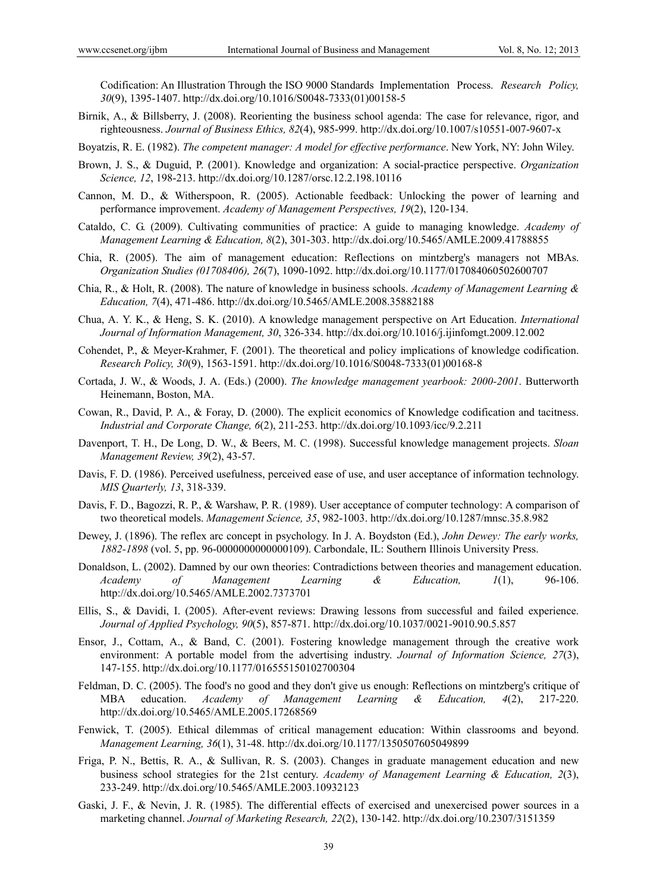Codification: An Illustration Through the ISO 9000 Standards Implementation Process. *Research Policy, 30*(9), 1395-1407. http://dx.doi.org/10.1016/S0048-7333(01)00158-5

Birnik, A., & Billsberry, J. (2008). Reorienting the business school agenda: The case for relevance, rigor, and righteousness. *Journal of Business Ethics, 82*(4), 985-999. http://dx.doi.org/10.1007/s10551-007-9607-x

Boyatzis, R. E. (1982). *The competent manager: A model for effective performance*. New York, NY: John Wiley.

Brown, J. S., & Duguid, P. (2001). Knowledge and organization: A social-practice perspective. *Organization Science, 12*, 198-213. http://dx.doi.org/10.1287/orsc.12.2.198.10116

Cannon, M. D., & Witherspoon, R. (2005). Actionable feedback: Unlocking the power of learning and performance improvement. *Academy of Management Perspectives, 19*(2), 120-134.

Cataldo, C. G. (2009). Cultivating communities of practice: A guide to managing knowledge. *Academy of Management Learning & Education, 8*(2), 301-303. http://dx.doi.org/10.5465/AMLE.2009.41788855

Chia, R. (2005). The aim of management education: Reflections on mintzberg's managers not MBAs. *Organization Studies (01708406), 26*(7), 1090-1092. http://dx.doi.org/10.1177/017084060502600707

Chia, R., & Holt, R. (2008). The nature of knowledge in business schools. *Academy of Management Learning & Education, 7*(4), 471-486. http://dx.doi.org/10.5465/AMLE.2008.35882188

Chua, A. Y. K., & Heng, S. K. (2010). A knowledge management perspective on Art Education. *International Journal of Information Management, 30*, 326-334. http://dx.doi.org/10.1016/j.ijinfomgt.2009.12.002

Cohendet, P., & Meyer-Krahmer, F. (2001). The theoretical and policy implications of knowledge codification. *Research Policy, 30*(9), 1563-1591. http://dx.doi.org/10.1016/S0048-7333(01)00168-8

Cortada, J. W., & Woods, J. A. (Eds.) (2000). *The knowledge management yearbook: 2000-2001*. Butterworth Heinemann, Boston, MA.

Cowan, R., David, P. A., & Foray, D. (2000). The explicit economics of Knowledge codification and tacitness. *Industrial and Corporate Change, 6*(2), 211-253. http://dx.doi.org/10.1093/icc/9.2.211

Davenport, T. H., De Long, D. W., & Beers, M. C. (1998). Successful knowledge management projects. *Sloan Management Review, 39*(2), 43-57.

Davis, F. D. (1986). Perceived usefulness, perceived ease of use, and user acceptance of information technology. *MIS Quarterly, 13*, 318-339.

Davis, F. D., Bagozzi, R. P., & Warshaw, P. R. (1989). User acceptance of computer technology: A comparison of two theoretical models. *Management Science, 35*, 982-1003. http://dx.doi.org/10.1287/mnsc.35.8.982

Dewey, J. (1896). The reflex arc concept in psychology. In J. A. Boydston (Ed.), *John Dewey: The early works, 1882-1898* (vol. 5, pp. 96-0000000000000109). Carbondale, IL: Southern Illinois University Press.

Donaldson, L. (2002). Damned by our own theories: Contradictions between theories and management education. *Academy of Management Learning & Education, 1*(1), 96-106. http://dx.doi.org/10.5465/AMLE.2002.7373701

Ellis, S., & Davidi, I. (2005). After-event reviews: Drawing lessons from successful and failed experience. *Journal of Applied Psychology, 90*(5), 857-871. http://dx.doi.org/10.1037/0021-9010.90.5.857

Ensor, J., Cottam, A., & Band, C. (2001). Fostering knowledge management through the creative work environment: A portable model from the advertising industry. *Journal of Information Science, 27*(3), 147-155. http://dx.doi.org/10.1177/016555150102700304

Feldman, D. C. (2005). The food's no good and they don't give us enough: Reflections on mintzberg's critique of MBA education. *Academy of Management Learning & Education, 4*(2), 217-220. http://dx.doi.org/10.5465/AMLE.2005.17268569

Fenwick, T. (2005). Ethical dilemmas of critical management education: Within classrooms and beyond. *Management Learning, 36*(1), 31-48. http://dx.doi.org/10.1177/1350507605049899

Friga, P. N., Bettis, R. A., & Sullivan, R. S. (2003). Changes in graduate management education and new business school strategies for the 21st century. *Academy of Management Learning & Education, 2*(3), 233-249. http://dx.doi.org/10.5465/AMLE.2003.10932123

Gaski, J. F., & Nevin, J. R. (1985). The differential effects of exercised and unexercised power sources in a marketing channel. *Journal of Marketing Research, 22*(2), 130-142. http://dx.doi.org/10.2307/3151359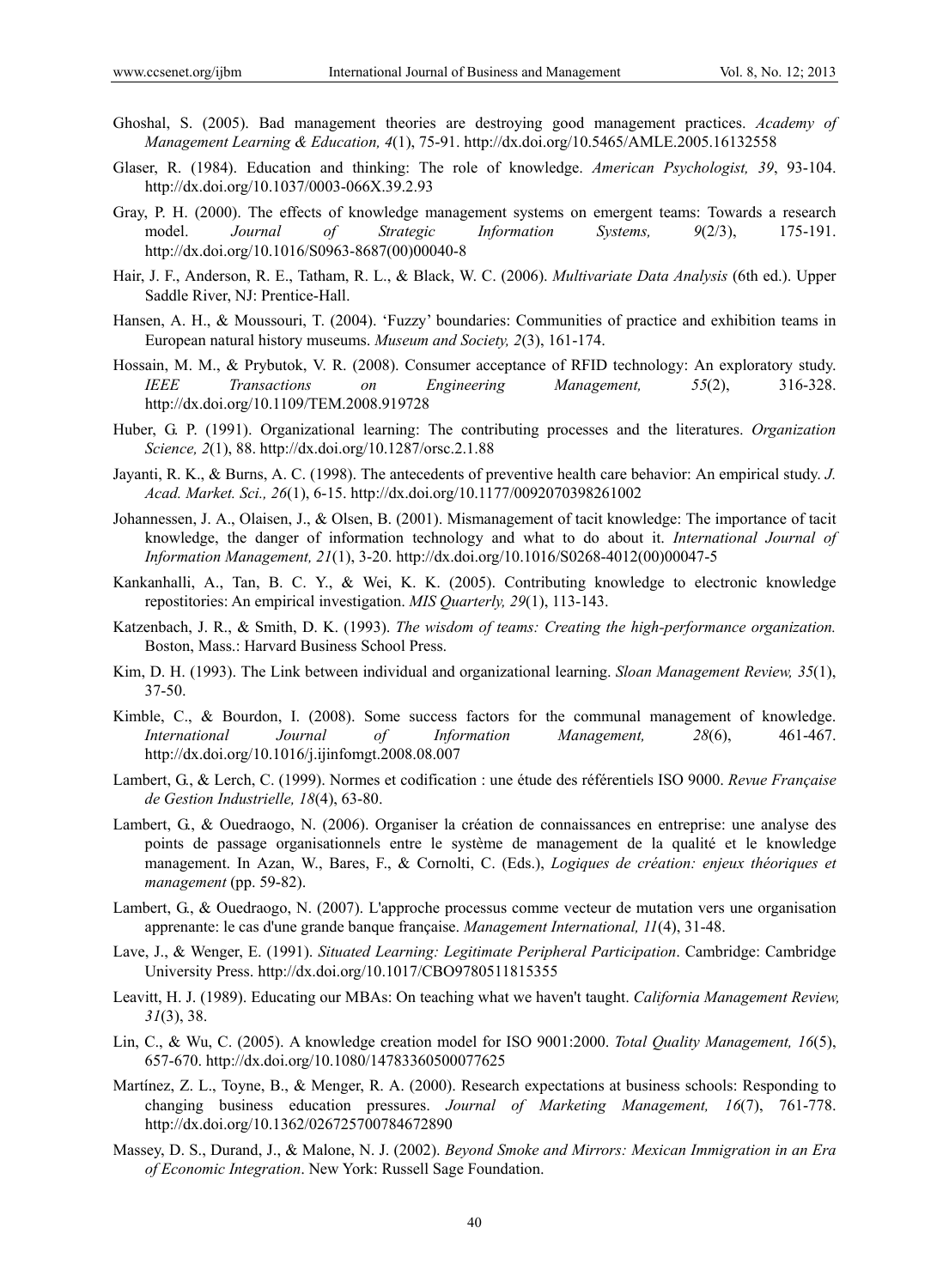Ghoshal, S. (2005). Bad management theories are destroying good management practices. *Academy of Management Learning & Education, 4*(1), 75-91. http://dx.doi.org/10.5465/AMLE.2005.16132558

Glaser, R. (1984). Education and thinking: The role of knowledge. *American Psychologist, 39*, 93-104. http://dx.doi.org/10.1037/0003-066X.39.2.93

Gray, P. H. (2000). The effects of knowledge management systems on emergent teams: Towards a research model. *Journal of Strategic Information Systems, 9*(2/3), 175-191. http://dx.doi.org/10.1016/S0963-8687(00)00040-8

Hair, J. F., Anderson, R. E., Tatham, R. L., & Black, W. C. (2006). *Multivariate Data Analysis* (6th ed.). Upper Saddle River, NJ: Prentice-Hall.

Hansen, A. H., & Moussouri, T. (2004). 'Fuzzy' boundaries: Communities of practice and exhibition teams in European natural history museums. *Museum and Society, 2*(3), 161-174.

Hossain, M. M., & Prybutok, V. R. (2008). Consumer acceptance of RFID technology: An exploratory study. *IEEE Transactions on Engineering Management, 55*(2), 316-328. http://dx.doi.org/10.1109/TEM.2008.919728

Huber, G. P. (1991). Organizational learning: The contributing processes and the literatures. *Organization Science, 2*(1), 88. http://dx.doi.org/10.1287/orsc.2.1.88

Jayanti, R. K., & Burns, A. C. (1998). The antecedents of preventive health care behavior: An empirical study. *J. Acad. Market. Sci., 26*(1), 6-15. http://dx.doi.org/10.1177/0092070398261002

Johannessen, J. A., Olaisen, J., & Olsen, B. (2001). Mismanagement of tacit knowledge: The importance of tacit knowledge, the danger of information technology and what to do about it. *International Journal of Information Management, 21*(1), 3-20. http://dx.doi.org/10.1016/S0268-4012(00)00047-5

Kankanhalli, A., Tan, B. C. Y., & Wei, K. K. (2005). Contributing knowledge to electronic knowledge repostitories: An empirical investigation. *MIS Quarterly, 29*(1), 113-143.

Katzenbach, J. R., & Smith, D. K. (1993). *The wisdom of teams: Creating the high-performance organization.* Boston, Mass.: Harvard Business School Press.

Kim, D. H. (1993). The Link between individual and organizational learning. *Sloan Management Review, 35*(1), 37-50.

Kimble, C., & Bourdon, I. (2008). Some success factors for the communal management of knowledge. *International Journal of Information Management, 28*(6), 461-467. http://dx.doi.org/10.1016/j.ijinfomgt.2008.08.007

Lambert, G., & Lerch, C. (1999). Normes et codification : une étude des référentiels ISO 9000. *Revue Française de Gestion Industrielle, 18*(4), 63-80.

Lambert, G., & Ouedraogo, N. (2006). Organiser la création de connaissances en entreprise: une analyse des points de passage organisationnels entre le système de management de la qualité et le knowledge management. In Azan, W., Bares, F., & Cornolti, C. (Eds.), *Logiques de création: enjeux théoriques et management* (pp. 59-82).

Lambert, G., & Ouedraogo, N. (2007). L'approche processus comme vecteur de mutation vers une organisation apprenante: le cas d'une grande banque française. *Management International, 11*(4), 31-48.

Lave, J., & Wenger, E. (1991). *Situated Learning: Legitimate Peripheral Participation*. Cambridge: Cambridge University Press. http://dx.doi.org/10.1017/CBO9780511815355

Leavitt, H. J. (1989). Educating our MBAs: On teaching what we haven't taught. *California Management Review, 31*(3), 38.

Lin, C., & Wu, C. (2005). A knowledge creation model for ISO 9001:2000. *Total Quality Management, 16*(5), 657-670. http://dx.doi.org/10.1080/14783360500077625

Martínez, Z. L., Toyne, B., & Menger, R. A. (2000). Research expectations at business schools: Responding to changing business education pressures. *Journal of Marketing Management, 16*(7), 761-778. http://dx.doi.org/10.1362/026725700784672890

Massey, D. S., Durand, J., & Malone, N. J. (2002). *Beyond Smoke and Mirrors: Mexican Immigration in an Era of Economic Integration*. New York: Russell Sage Foundation.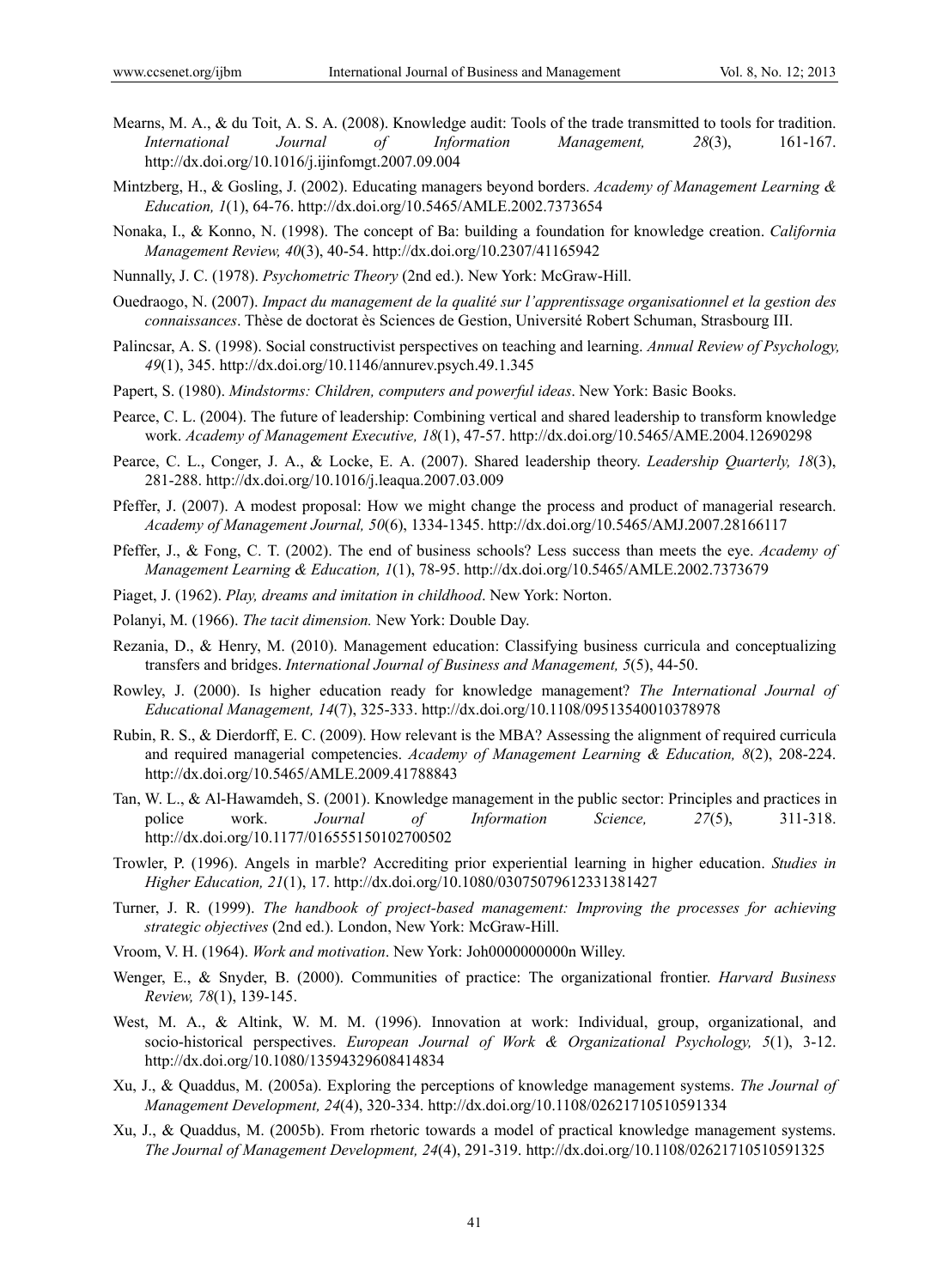Mearns, M. A., & du Toit, A. S. A. (2008). Knowledge audit: Tools of the trade transmitted to tools for tradition. *International Journal of Information Management, 28*(3), 161-167. http://dx.doi.org/10.1016/j.ijinfomgt.2007.09.004

Mintzberg, H., & Gosling, J. (2002). Educating managers beyond borders. *Academy of Management Learning & Education, 1*(1), 64-76. http://dx.doi.org/10.5465/AMLE.2002.7373654

Nonaka, I., & Konno, N. (1998). The concept of Ba: building a foundation for knowledge creation. *California Management Review, 40*(3), 40-54. http://dx.doi.org/10.2307/41165942

Nunnally, J. C. (1978). *Psychometric Theory* (2nd ed.). New York: McGraw-Hill.

Ouedraogo, N. (2007). *Impact du management de la qualité sur l'apprentissage organisationnel et la gestion des connaissances*. Thèse de doctorat ès Sciences de Gestion, Université Robert Schuman, Strasbourg III.

Palincsar, A. S. (1998). Social constructivist perspectives on teaching and learning. *Annual Review of Psychology, 49*(1), 345. http://dx.doi.org/10.1146/annurev.psych.49.1.345

Papert, S. (1980). *Mindstorms: Children, computers and powerful ideas*. New York: Basic Books.

Pearce, C. L. (2004). The future of leadership: Combining vertical and shared leadership to transform knowledge work. *Academy of Management Executive, 18*(1), 47-57. http://dx.doi.org/10.5465/AME.2004.12690298

Pearce, C. L., Conger, J. A., & Locke, E. A. (2007). Shared leadership theory. *Leadership Quarterly, 18*(3), 281-288. http://dx.doi.org/10.1016/j.leaqua.2007.03.009

Pfeffer, J. (2007). A modest proposal: How we might change the process and product of managerial research. *Academy of Management Journal, 50*(6), 1334-1345. http://dx.doi.org/10.5465/AMJ.2007.28166117

Pfeffer, J., & Fong, C. T. (2002). The end of business schools? Less success than meets the eye. *Academy of Management Learning & Education, 1*(1), 78-95. http://dx.doi.org/10.5465/AMLE.2002.7373679

Piaget, J. (1962). *Play, dreams and imitation in childhood*. New York: Norton.

Polanyi, M. (1966). *The tacit dimension.* New York: Double Day.

Rezania, D., & Henry, M. (2010). Management education: Classifying business curricula and conceptualizing transfers and bridges. *International Journal of Business and Management, 5*(5), 44-50.

Rowley, J. (2000). Is higher education ready for knowledge management? *The International Journal of Educational Management, 14*(7), 325-333. http://dx.doi.org/10.1108/09513540010378978

Rubin, R. S., & Dierdorff, E. C. (2009). How relevant is the MBA? Assessing the alignment of required curricula and required managerial competencies. *Academy of Management Learning & Education, 8*(2), 208-224. http://dx.doi.org/10.5465/AMLE.2009.41788843

Tan, W. L., & Al-Hawamdeh, S. (2001). Knowledge management in the public sector: Principles and practices in police work. *Journal of Information Science, 27*(5), 311-318. http://dx.doi.org/10.1177/016555150102700502

Trowler, P. (1996). Angels in marble? Accrediting prior experiential learning in higher education. *Studies in Higher Education, 21*(1), 17. http://dx.doi.org/10.1080/03075079612331381427

Turner, J. R. (1999). *The handbook of project-based management: Improving the processes for achieving strategic objectives* (2nd ed.). London, New York: McGraw-Hill.

Vroom, V. H. (1964). *Work and motivation*. New York: Joh0000000000n Willey.

Wenger, E., & Snyder, B. (2000). Communities of practice: The organizational frontier. *Harvard Business Review, 78*(1), 139-145.

West, M. A., & Altink, W. M. M. (1996). Innovation at work: Individual, group, organizational, and socio-historical perspectives. *European Journal of Work & Organizational Psychology, 5*(1), 3-12. http://dx.doi.org/10.1080/13594329608414834

Xu, J., & Quaddus, M. (2005a). Exploring the perceptions of knowledge management systems. *The Journal of Management Development, 24*(4), 320-334. http://dx.doi.org/10.1108/02621710510591334

Xu, J., & Quaddus, M. (2005b). From rhetoric towards a model of practical knowledge management systems. *The Journal of Management Development, 24*(4), 291-319. http://dx.doi.org/10.1108/02621710510591325